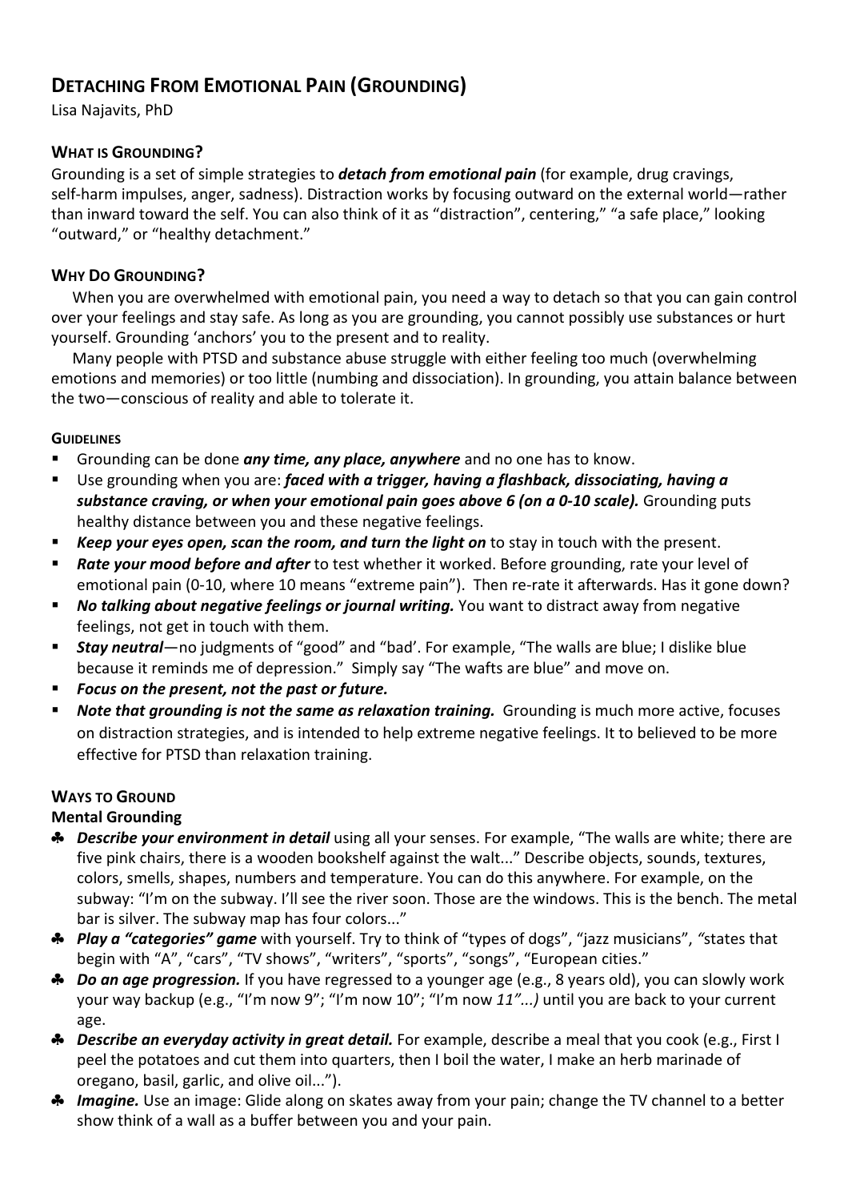# DETACHING FROM EMOTIONAL PAIN (GROUNDING)

Lisa Najavits, PhD

## WHAT IS GROUNDING?

Grounding is a set of simple strategies to ***detach from emotional pain*** (for example, drug cravings, self-harm impulses, anger, sadness). Distraction works by focusing outward on the external world—rather than inward toward the self. You can also think of it as "distraction", centering," "a safe place," looking "outward," or "healthy detachment."

## WHY DO GROUNDING?

When you are overwhelmed with emotional pain, you need a way to detach so that you can gain control over your feelings and stay safe. As long as you are grounding, you cannot possibly use substances or hurt yourself. Grounding 'anchors' you to the present and to reality.

Many people with PTSD and substance abuse struggle with either feeling too much (overwhelming emotions and memories) or too little (numbing and dissociation). In grounding, you attain balance between the two—conscious of reality and able to tolerate it.

### GUIDELINES

- Grounding can be done ***any time, any place, anywhere*** and no one has to know.
- Use grounding when you are: ***faced with a trigger, having a flashback, dissociating, having a substance craving, or when your emotional pain goes above 6 (on a 0-10 scale).*** Grounding puts healthy distance between you and these negative feelings.
- ***Keep your eyes open, scan the room, and turn the light on*** to stay in touch with the present.
- ***Rate your mood before and after*** to test whether it worked. Before grounding, rate your level of emotional pain (0-10, where 10 means "extreme pain"). Then re-rate it afterwards. Has it gone down?
- ***No talking about negative feelings or journal writing.*** You want to distract away from negative feelings, not get in touch with them.
- ***Stay neutral***—no judgments of "good" and "bad'. For example, "The walls are blue; I dislike blue because it reminds me of depression." Simply say "The wafts are blue" and move on.
- ***Focus on the present, not the past or future.***
- ***Note that grounding is not the same as relaxation training.*** Grounding is much more active, focuses on distraction strategies, and is intended to help extreme negative feelings. It to believed to be more effective for PTSD than relaxation training.

## WAYS TO GROUND

### Mental Grounding

- ♣ ***Describe your environment in detail*** using all your senses. For example, "The walls are white; there are five pink chairs, there is a wooden bookshelf against the walt..." Describe objects, sounds, textures, colors, smells, shapes, numbers and temperature. You can do this anywhere. For example, on the subway: "I'm on the subway. I'll see the river soon. Those are the windows. This is the bench. The metal bar is silver. The subway map has four colors..."
- ♣ ***Play a "categories" game*** with yourself. Try to think of "types of dogs", "jazz musicians", *"*states that begin with "A", "cars", "TV shows", "writers", "sports", "songs", "European cities."
- ♣ ***Do an age progression.*** If you have regressed to a younger age (e.g., 8 years old), you can slowly work your way backup (e.g., "I'm now 9"; "I'm now 10"; "I'm now *11"...)* until you are back to your current age.
- ♣ ***Describe an everyday activity in great detail.*** For example, describe a meal that you cook (e.g., First I peel the potatoes and cut them into quarters, then I boil the water, I make an herb marinade of oregano, basil, garlic, and olive oil...").
- ♣ ***Imagine.*** Use an image: Glide along on skates away from your pain; change the TV channel to a better show think of a wall as a buffer between you and your pain.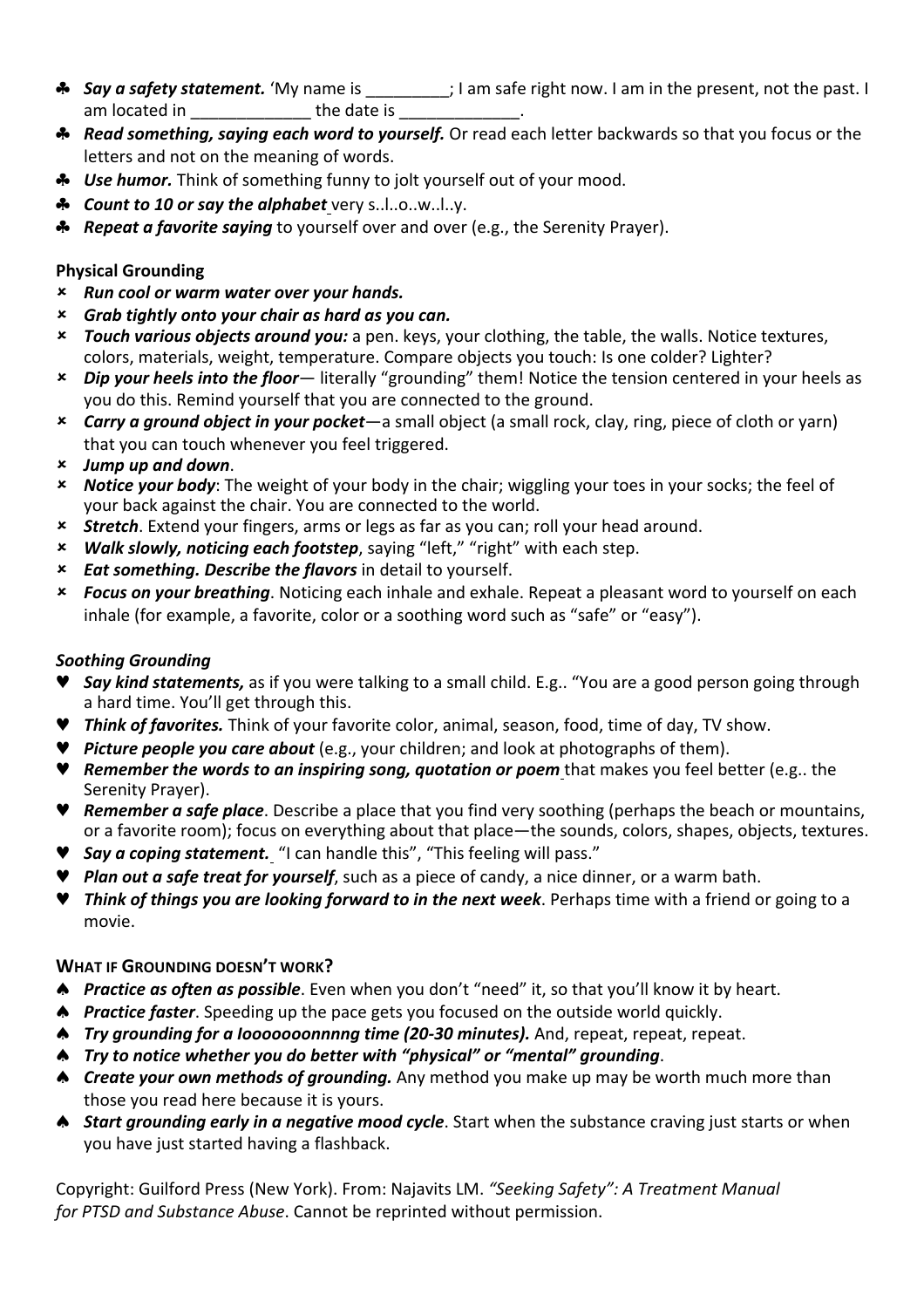- ♣ ***Say a safety statement.*** 'My name is _________; I am safe right now. I am in the present, not the past. I am located in _____________ the date is _____________.
- ♣ ***Read something, saying each word to yourself.*** Or read each letter backwards so that you focus or the letters and not on the meaning of words.
- ♣ ***Use humor.*** Think of something funny to jolt yourself out of your mood.
- ♣ ***Count to 10 or say the alphabet*** very s..l..o..w..l..y.
- ♣ ***Repeat a favorite saying*** to yourself over and over (e.g., the Serenity Prayer).

**Physical Grounding**

- ***Run cool or warm water over your hands.***
- ***Grab tightly onto your chair as hard as you can.***
- ***Touch various objects around you:*** a pen. keys, your clothing, the table, the walls. Notice textures, colors, materials, weight, temperature. Compare objects you touch: Is one colder? Lighter?
- ***Dip your heels into the floor***— literally "grounding" them! Notice the tension centered in your heels as you do this. Remind yourself that you are connected to the ground.
- ***Carry a ground object in your pocket***—a small object (a small rock, clay, ring, piece of cloth or yarn) that you can touch whenever you feel triggered.
- ***Jump up and down***.
- ***Notice your body***: The weight of your body in the chair; wiggling your toes in your socks; the feel of your back against the chair. You are connected to the world.
- ***Stretch***. Extend your fingers, arms or legs as far as you can; roll your head around.
- ***Walk slowly, noticing each footstep***, saying "left," "right" with each step.
- ***Eat something. Describe the flavors*** in detail to yourself.
- ***Focus on your breathing***. Noticing each inhale and exhale. Repeat a pleasant word to yourself on each inhale (for example, a favorite, color or a soothing word such as "safe" or "easy").

***Soothing Grounding***

- ♥ ***Say kind statements,*** as if you were talking to a small child. E.g.. "You are a good person going through a hard time. You'll get through this.
- ♥ ***Think of favorites.*** Think of your favorite color, animal, season, food, time of day, TV show.
- ♥ ***Picture people you care about*** (e.g., your children; and look at photographs of them).
- ♥ ***Remember the words to an inspiring song, quotation or poem*** that makes you feel better (e.g.. the Serenity Prayer).
- ♥ ***Remember a safe place***. Describe a place that you find very soothing (perhaps the beach or mountains, or a favorite room); focus on everything about that place—the sounds, colors, shapes, objects, textures.
- ♥ ***Say a coping statement.*** "I can handle this", "This feeling will pass."
- ♥ ***Plan out a safe treat for yourself***, such as a piece of candy, a nice dinner, or a warm bath.
- ♥ ***Think of things you are looking forward to in the next week***. Perhaps time with a friend or going to a movie.

**WHAT IF GROUNDING DOESN'T WORK?**

- ♠ ***Practice as often as possible***. Even when you don't "need" it, so that you'll know it by heart.
- ♠ ***Practice faster***. Speeding up the pace gets you focused on the outside world quickly.
- ♠ ***Try grounding for a looooooonnnng time (20-30 minutes).*** And, repeat, repeat, repeat.
- ♠ ***Try to notice whether you do better with "physical" or "mental" grounding***.
- ♠ ***Create your own methods of grounding.*** Any method you make up may be worth much more than those you read here because it is yours.
- ♠ ***Start grounding early in a negative mood cycle***. Start when the substance craving just starts or when you have just started having a flashback.

Copyright: Guilford Press (New York). From: Najavits LM. *"Seeking Safety": A Treatment Manual for PTSD and Substance Abuse*. Cannot be reprinted without permission.